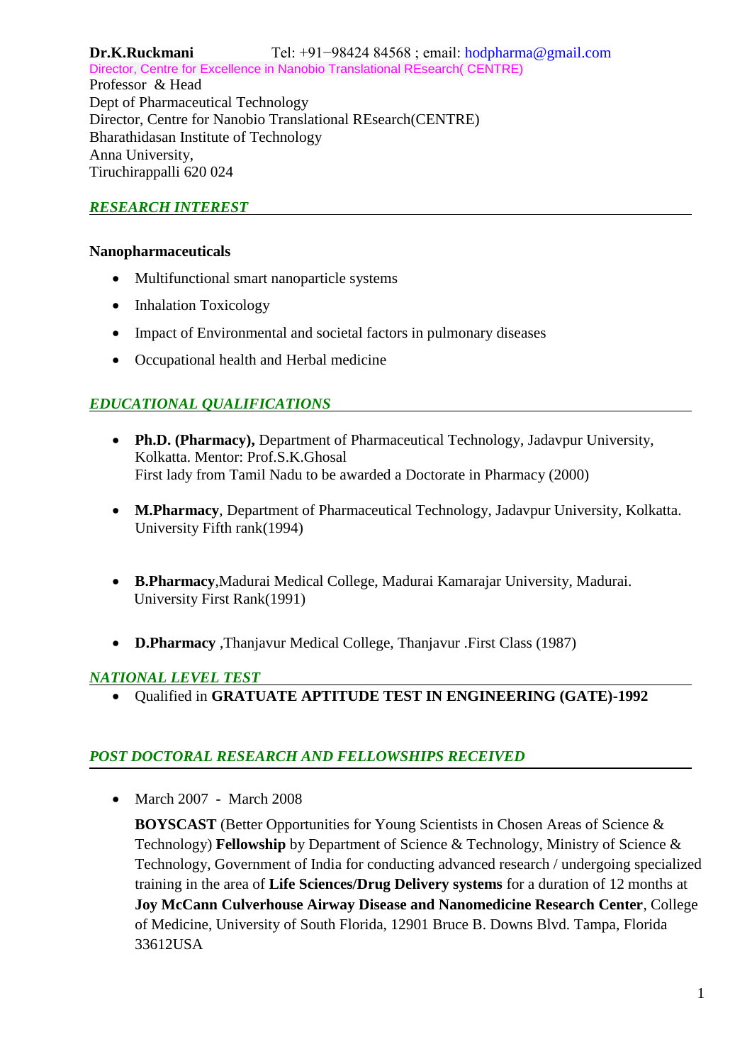**Dr.K.Ruckmani** Tel: +91−98424 84568 ; email: hodpharma@gmail.com

Director, Centre for Excellence in Nanobio Translational REsearch( CENTRE)

Professor & Head

Dept of Pharmaceutical Technology

Director, Centre for Nanobio Translational REsearch(CENTRE)

Bharathidasan Institute of Technology

Anna University,

Tiruchirappalli 620 024

## *RESEARCH INTEREST*

**Nanopharmaceuticals**

- Multifunctional smart nanoparticle systems
- Inhalation Toxicology
- Impact of Environmental and societal factors in pulmonary diseases
- Occupational health and Herbal medicine

## *EDUCATIONAL QUALIFICATIONS*

- **Ph.D. (Pharmacy),** Department of Pharmaceutical Technology, Jadavpur University, Kolkatta. Mentor: Prof.S.K.Ghosal
  First lady from Tamil Nadu to be awarded a Doctorate in Pharmacy (2000)

- **M.Pharmacy**, Department of Pharmaceutical Technology, Jadavpur University, Kolkatta. University Fifth rank(1994)

- **B.Pharmacy**,Madurai Medical College, Madurai Kamarajar University, Madurai. University First Rank(1991)

- **D.Pharmacy** ,Thanjavur Medical College, Thanjavur .First Class (1987)

## *NATIONAL LEVEL TEST*

- Qualified in **GRATUATE APTITUDE TEST IN ENGINEERING (GATE)-1992**

## *POST DOCTORAL RESEARCH AND FELLOWSHIPS RECEIVED*

- March 2007 - March 2008

  **BOYSCAST** (Better Opportunities for Young Scientists in Chosen Areas of Science & Technology) **Fellowship** by Department of Science & Technology, Ministry of Science & Technology, Government of India for conducting advanced research / undergoing specialized training in the area of **Life Sciences/Drug Delivery systems** for a duration of 12 months at **Joy McCann Culverhouse Airway Disease and Nanomedicine Research Center**, College of Medicine, University of South Florida, 12901 Bruce B. Downs Blvd. Tampa, Florida 33612USA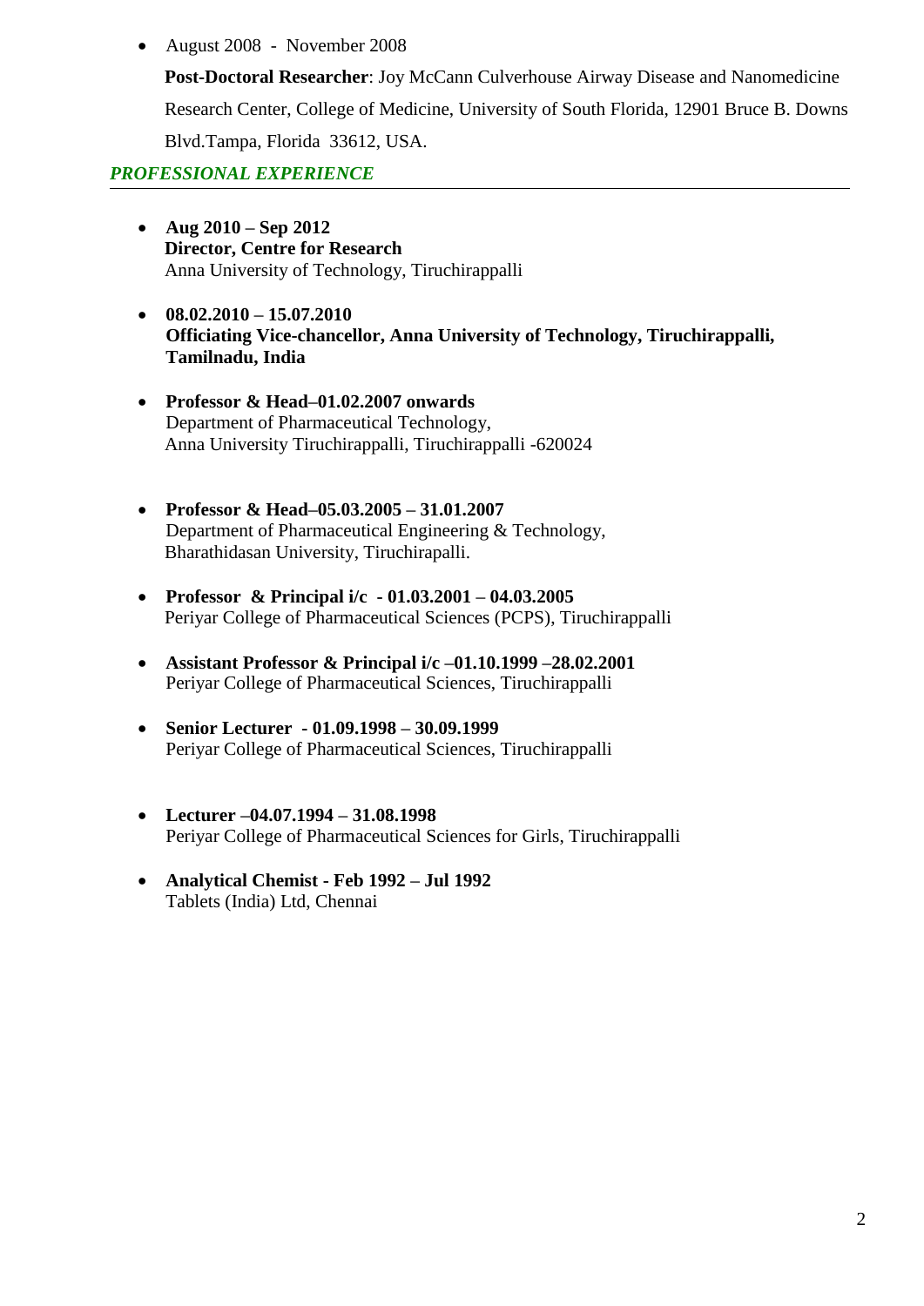- August 2008 - November 2008

  **Post-Doctoral Researcher**: Joy McCann Culverhouse Airway Disease and Nanomedicine Research Center, College of Medicine, University of South Florida, 12901 Bruce B. Downs Blvd.Tampa, Florida 33612, USA.

## *PROFESSIONAL EXPERIENCE*

- **Aug 2010 – Sep 2012**
  **Director, Centre for Research**
  Anna University of Technology, Tiruchirappalli

- **08.02.2010 – 15.07.2010**
  **Officiating Vice-chancellor, Anna University of Technology, Tiruchirappalli, Tamilnadu, India**

- **Professor & Head–01.02.2007 onwards**
  Department of Pharmaceutical Technology,
  Anna University Tiruchirappalli, Tiruchirappalli -620024

- **Professor & Head–05.03.2005 – 31.01.2007**
  Department of Pharmaceutical Engineering & Technology,
  Bharathidasan University, Tiruchirapalli.

- **Professor & Principal i/c - 01.03.2001 – 04.03.2005**
  Periyar College of Pharmaceutical Sciences (PCPS), Tiruchirappalli

- **Assistant Professor & Principal i/c –01.10.1999 –28.02.2001**
  Periyar College of Pharmaceutical Sciences, Tiruchirappalli

- **Senior Lecturer - 01.09.1998 – 30.09.1999**
  Periyar College of Pharmaceutical Sciences, Tiruchirappalli

- **Lecturer –04.07.1994 – 31.08.1998**
  Periyar College of Pharmaceutical Sciences for Girls, Tiruchirappalli

- **Analytical Chemist - Feb 1992 – Jul 1992**
  Tablets (India) Ltd, Chennai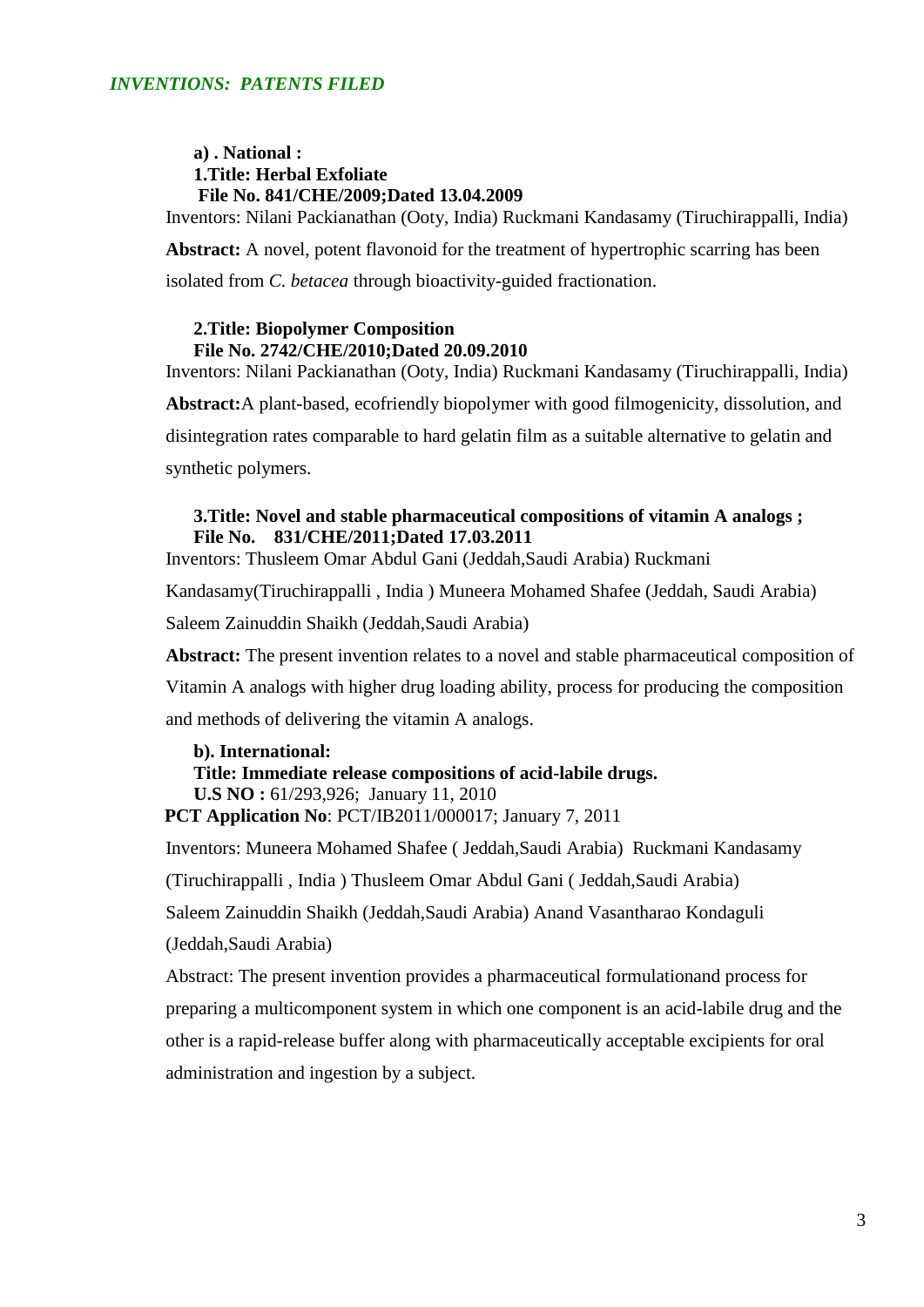## *INVENTIONS: PATENTS FILED*

**a) . National :**

**1.Title: Herbal Exfoliate**
**File No. 841/CHE/2009;Dated 13.04.2009**

Inventors: Nilani Packianathan (Ooty, India) Ruckmani Kandasamy (Tiruchirappalli, India)

**Abstract:** A novel, potent flavonoid for the treatment of hypertrophic scarring has been isolated from *C. betacea* through bioactivity-guided fractionation.

**2.Title: Biopolymer Composition**
**File No. 2742/CHE/2010;Dated 20.09.2010**

Inventors: Nilani Packianathan (Ooty, India) Ruckmani Kandasamy (Tiruchirappalli, India)

**Abstract:**A plant-based, ecofriendly biopolymer with good filmogenicity, dissolution, and disintegration rates comparable to hard gelatin film as a suitable alternative to gelatin and synthetic polymers.

**3.Title: Novel and stable pharmaceutical compositions of vitamin A analogs ;**
**File No. 831/CHE/2011;Dated 17.03.2011**

Inventors: Thusleem Omar Abdul Gani (Jeddah,Saudi Arabia) Ruckmani Kandasamy(Tiruchirappalli , India ) Muneera Mohamed Shafee (Jeddah, Saudi Arabia) Saleem Zainuddin Shaikh (Jeddah,Saudi Arabia)

**Abstract:** The present invention relates to a novel and stable pharmaceutical composition of Vitamin A analogs with higher drug loading ability, process for producing the composition and methods of delivering the vitamin A analogs.

**b). International:**

**Title: Immediate release compositions of acid-labile drugs.**
**U.S NO :** 61/293,926; January 11, 2010
**PCT Application No**: PCT/IB2011/000017; January 7, 2011

Inventors: Muneera Mohamed Shafee ( Jeddah,Saudi Arabia) Ruckmani Kandasamy (Tiruchirappalli , India ) Thusleem Omar Abdul Gani ( Jeddah,Saudi Arabia) Saleem Zainuddin Shaikh (Jeddah,Saudi Arabia) Anand Vasantharao Kondaguli (Jeddah,Saudi Arabia)

Abstract: The present invention provides a pharmaceutical formulationand process for preparing a multicomponent system in which one component is an acid-labile drug and the other is a rapid-release buffer along with pharmaceutically acceptable excipients for oral administration and ingestion by a subject.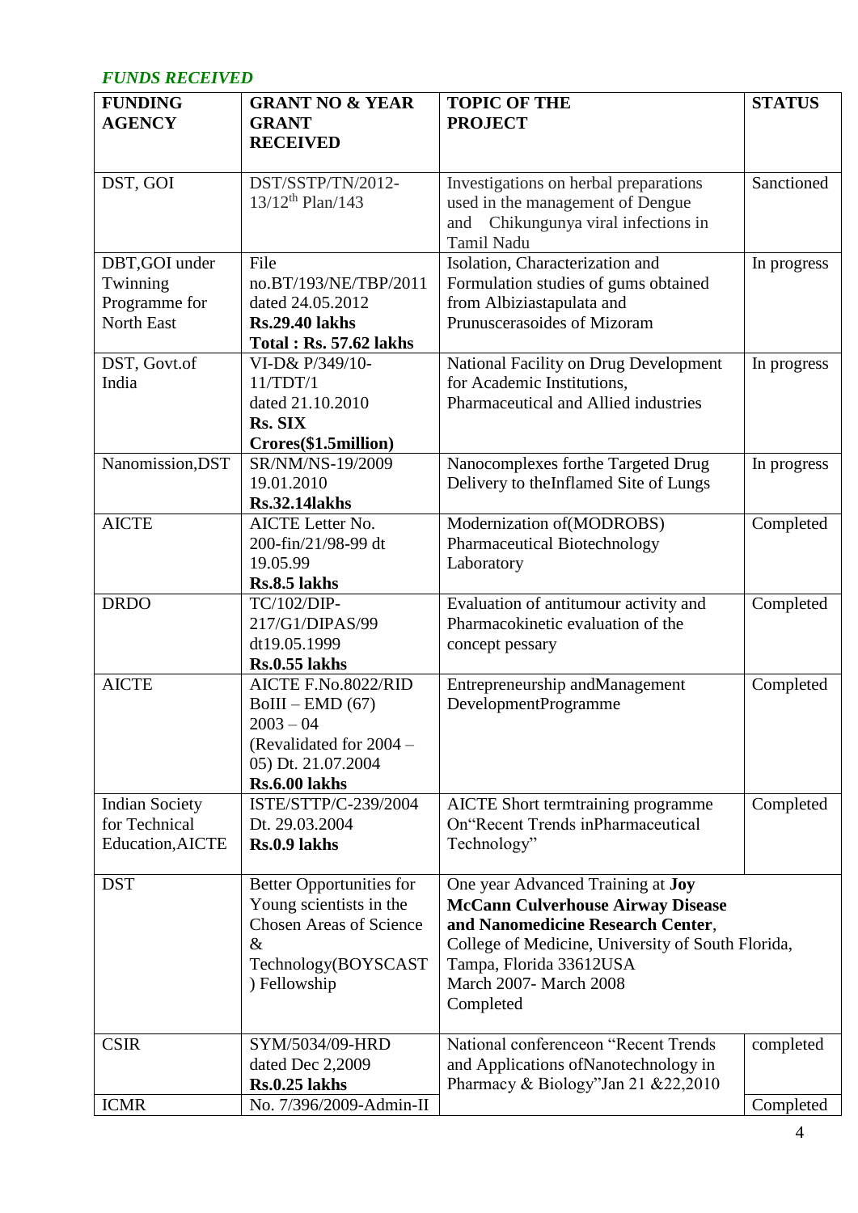***FUNDS RECEIVED***

| FUNDING AGENCY | GRANT NO & YEAR GRANT RECEIVED | TOPIC OF THE PROJECT | STATUS |
|---|---|---|---|
| DST, GOI | DST/SSTP/TN/2012-13/12th Plan/143 | Investigations on herbal preparations used in the management of Dengue and Chikungunya viral infections in Tamil Nadu | Sanctioned |
| DBT,GOI under Twinning Programme for North East | File no.BT/193/NE/TBP/2011 dated 24.05.2012 **Rs.29.40 lakhs** **Total : Rs. 57.62 lakhs** | Isolation, Characterization and Formulation studies of gums obtained from Albiziastapulata and Prunuscerasoides of Mizoram | In progress |
| DST, Govt.of India | VI-D& P/349/10-11/TDT/1 dated 21.10.2010 **Rs. SIX Crores($1.5million)** | National Facility on Drug Development for Academic Institutions, Pharmaceutical and Allied industries | In progress |
| Nanomission,DST | SR/NM/NS-19/2009 19.01.2010 **Rs.32.14lakhs** | Nanocomplexes forthe Targeted Drug Delivery to theInflamed Site of Lungs | In progress |
| AICTE | AICTE Letter No. 200-fin/21/98-99 dt 19.05.99 **Rs.8.5 lakhs** | Modernization of(MODROBS) Pharmaceutical Biotechnology Laboratory | Completed |
| DRDO | TC/102/DIP-217/G1/DIPAS/99 dt19.05.1999 **Rs.0.55 lakhs** | Evaluation of antitumour activity and Pharmacokinetic evaluation of the concept pessary | Completed |
| AICTE | AICTE F.No.8022/RID BoIII – EMD (67) 2003 – 04 (Revalidated for 2004 – 05) Dt. 21.07.2004 **Rs.6.00 lakhs** | Entrepreneurship andManagement DevelopmentProgramme | Completed |
| Indian Society for Technical Education,AICTE | ISTE/STTP/C-239/2004 Dt. 29.03.2004 **Rs.0.9 lakhs** | AICTE Short termtraining programme On"Recent Trends inPharmaceutical Technology" | Completed |
| DST | Better Opportunities for Young scientists in the Chosen Areas of Science & Technology(BOYSCAST) Fellowship | One year Advanced Training at **Joy McCann Culverhouse Airway Disease and Nanomedicine Research Center**, College of Medicine, University of South Florida, Tampa, Florida 33612USA March 2007- March 2008 Completed | |
| CSIR | SYM/5034/09-HRD dated Dec 2,2009 **Rs.0.25 lakhs** | National conferenceon "Recent Trends and Applications ofNanotechnology in Pharmacy & Biology"Jan 21 &22,2010 | completed |
| ICMR | No. 7/396/2009-Admin-II | | Completed |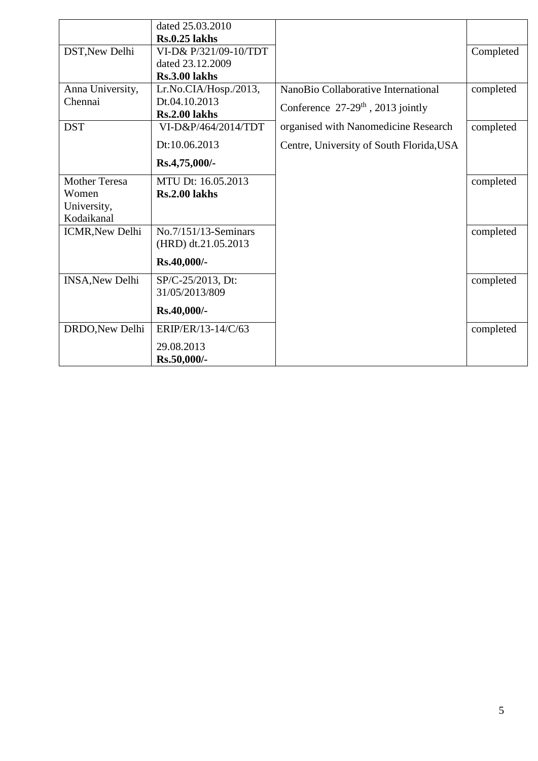| | | | |
|---|---|---|---|
| | dated 25.03.2010 **Rs.0.25 lakhs** | | |
| DST,New Delhi | VI-D& P/321/09-10/TDT dated 23.12.2009 **Rs.3.00 lakhs** | | Completed |
| Anna University, Chennai | Lr.No.CIA/Hosp./2013, Dt.04.10.2013 **Rs.2.00 lakhs** | NanoBio Collaborative International Conference 27-29th , 2013 jointly organised with Nanomedicine Research Centre, University of South Florida,USA | completed |
| DST | VI-D&P/464/2014/TDT Dt:10.06.2013 **Rs.4,75,000/-** | | completed |
| Mother Teresa Women University, Kodaikanal | MTU Dt: 16.05.2013 **Rs.2.00 lakhs** | | completed |
| ICMR,New Delhi | No.7/151/13-Seminars (HRD) dt.21.05.2013 **Rs.40,000/-** | | completed |
| INSA,New Delhi | SP/C-25/2013, Dt: 31/05/2013/809 **Rs.40,000/-** | | completed |
| DRDO,New Delhi | ERIP/ER/13-14/C/63 29.08.2013 **Rs.50,000/-** | | completed |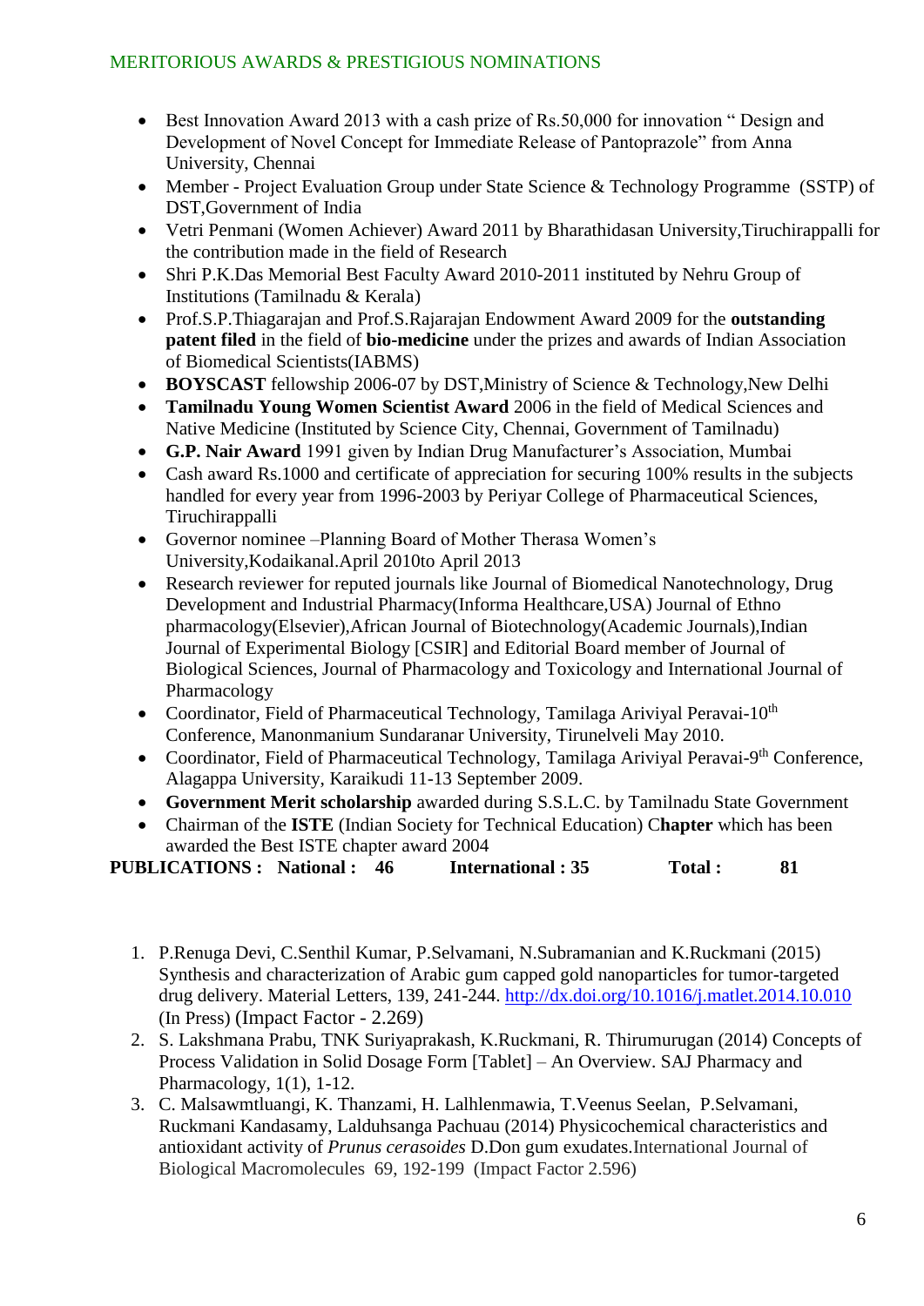## MERITORIOUS AWARDS & PRESTIGIOUS NOMINATIONS

- Best Innovation Award 2013 with a cash prize of Rs.50,000 for innovation " Design and Development of Novel Concept for Immediate Release of Pantoprazole" from Anna University, Chennai
- Member - Project Evaluation Group under State Science & Technology Programme (SSTP) of DST,Government of India
- Vetri Penmani (Women Achiever) Award 2011 by Bharathidasan University,Tiruchirappalli for the contribution made in the field of Research
- Shri P.K.Das Memorial Best Faculty Award 2010-2011 instituted by Nehru Group of Institutions (Tamilnadu & Kerala)
- Prof.S.P.Thiagarajan and Prof.S.Rajarajan Endowment Award 2009 for the **outstanding patent filed** in the field of **bio-medicine** under the prizes and awards of Indian Association of Biomedical Scientists(IABMS)
- **BOYSCAST** fellowship 2006-07 by DST,Ministry of Science & Technology,New Delhi
- **Tamilnadu Young Women Scientist Award** 2006 in the field of Medical Sciences and Native Medicine (Instituted by Science City, Chennai, Government of Tamilnadu)
- **G.P. Nair Award** 1991 given by Indian Drug Manufacturer's Association, Mumbai
- Cash award Rs.1000 and certificate of appreciation for securing 100% results in the subjects handled for every year from 1996-2003 by Periyar College of Pharmaceutical Sciences, Tiruchirappalli
- Governor nominee –Planning Board of Mother Therasa Women's University,Kodaikanal.April 2010to April 2013
- Research reviewer for reputed journals like Journal of Biomedical Nanotechnology, Drug Development and Industrial Pharmacy(Informa Healthcare,USA) Journal of Ethno pharmacology(Elsevier),African Journal of Biotechnology(Academic Journals),Indian Journal of Experimental Biology [CSIR] and Editorial Board member of Journal of Biological Sciences, Journal of Pharmacology and Toxicology and International Journal of Pharmacology
- Coordinator, Field of Pharmaceutical Technology, Tamilaga Ariviyal Peravai-10$^{th}$ Conference, Manonmanium Sundaranar University, Tirunelveli May 2010.
- Coordinator, Field of Pharmaceutical Technology, Tamilaga Ariviyal Peravai-9$^{th}$ Conference, Alagappa University, Karaikudi 11-13 September 2009.
- **Government Merit scholarship** awarded during S.S.L.C. by Tamilnadu State Government
- Chairman of the **ISTE** (Indian Society for Technical Education) C**hapter** which has been awarded the Best ISTE chapter award 2004

**PUBLICATIONS : National : 46 International : 35 Total : 81**

1. P.Renuga Devi, C.Senthil Kumar, P.Selvamani, N.Subramanian and K.Ruckmani (2015) Synthesis and characterization of Arabic gum capped gold nanoparticles for tumor-targeted drug delivery. Material Letters, 139, 241-244. http://dx.doi.org/10.1016/j.matlet.2014.10.010 (In Press) (Impact Factor - 2.269)
2. S. Lakshmana Prabu, TNK Suriyaprakash, K.Ruckmani, R. Thirumurugan (2014) Concepts of Process Validation in Solid Dosage Form [Tablet] – An Overview. SAJ Pharmacy and Pharmacology, 1(1), 1-12.
3. C. Malsawmtluangi, K. Thanzami, H. Lalhlenmawia, T.Veenus Seelan, P.Selvamani, Ruckmani Kandasamy, Lalduhsanga Pachuau (2014) Physicochemical characteristics and antioxidant activity of *Prunus cerasoides* D.Don gum exudates.International Journal of Biological Macromolecules 69, 192-199 (Impact Factor 2.596)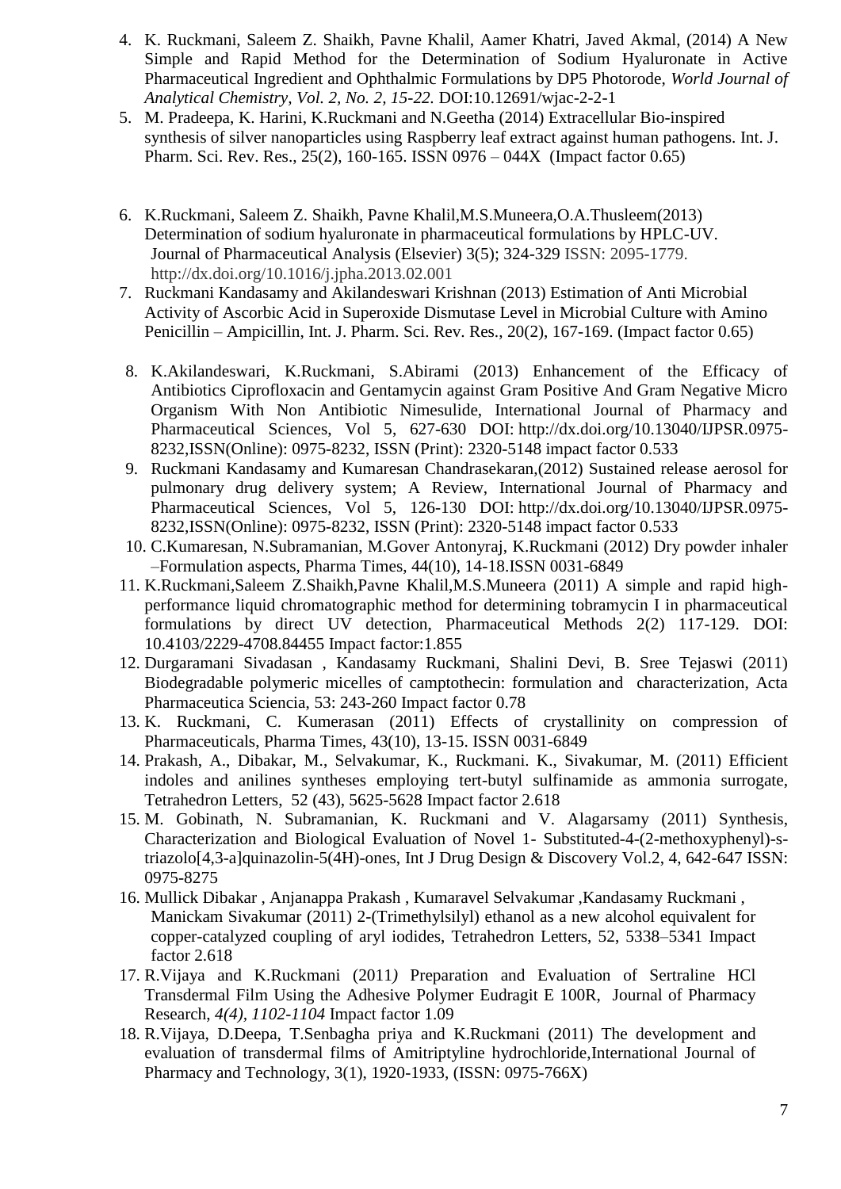4. K. Ruckmani, Saleem Z. Shaikh, Pavne Khalil, Aamer Khatri, Javed Akmal, (2014) A New Simple and Rapid Method for the Determination of Sodium Hyaluronate in Active Pharmaceutical Ingredient and Ophthalmic Formulations by DP5 Photorode, *World Journal of Analytical Chemistry, Vol. 2, No. 2, 15-22.* DOI:10.12691/wjac-2-2-1
5. M. Pradeepa, K. Harini, K.Ruckmani and N.Geetha (2014) Extracellular Bio-inspired synthesis of silver nanoparticles using Raspberry leaf extract against human pathogens. Int. J. Pharm. Sci. Rev. Res., 25(2), 160-165. ISSN 0976 – 044X (Impact factor 0.65)
6. K.Ruckmani, Saleem Z. Shaikh, Pavne Khalil,M.S.Muneera,O.A.Thusleem(2013) Determination of sodium hyaluronate in pharmaceutical formulations by HPLC-UV. Journal of Pharmaceutical Analysis (Elsevier) 3(5); 324-329 ISSN: 2095-1779. http://dx.doi.org/10.1016/j.jpha.2013.02.001
7. Ruckmani Kandasamy and Akilandeswari Krishnan (2013) Estimation of Anti Microbial Activity of Ascorbic Acid in Superoxide Dismutase Level in Microbial Culture with Amino Penicillin – Ampicillin, Int. J. Pharm. Sci. Rev. Res., 20(2), 167-169. (Impact factor 0.65)
8. K.Akilandeswari, K.Ruckmani, S.Abirami (2013) Enhancement of the Efficacy of Antibiotics Ciprofloxacin and Gentamycin against Gram Positive And Gram Negative Micro Organism With Non Antibiotic Nimesulide, International Journal of Pharmacy and Pharmaceutical Sciences, Vol 5, 627-630 DOI: http://dx.doi.org/10.13040/IJPSR.0975-8232,ISSN(Online): 0975-8232, ISSN (Print): 2320-5148 impact factor 0.533
9. Ruckmani Kandasamy and Kumaresan Chandrasekaran,(2012) Sustained release aerosol for pulmonary drug delivery system; A Review, International Journal of Pharmacy and Pharmaceutical Sciences, Vol 5, 126-130 DOI: http://dx.doi.org/10.13040/IJPSR.0975-8232,ISSN(Online): 0975-8232, ISSN (Print): 2320-5148 impact factor 0.533
10. C.Kumaresan, N.Subramanian, M.Gover Antonyraj, K.Ruckmani (2012) Dry powder inhaler –Formulation aspects, Pharma Times, 44(10), 14-18.ISSN 0031-6849
11. K.Ruckmani,Saleem Z.Shaikh,Pavne Khalil,M.S.Muneera (2011) A simple and rapid high-performance liquid chromatographic method for determining tobramycin I in pharmaceutical formulations by direct UV detection, Pharmaceutical Methods 2(2) 117-129. DOI: 10.4103/2229-4708.84455 Impact factor:1.855
12. Durgaramani Sivadasan , Kandasamy Ruckmani, Shalini Devi, B. Sree Tejaswi (2011) Biodegradable polymeric micelles of camptothecin: formulation and characterization, Acta Pharmaceutica Sciencia, 53: 243-260 Impact factor 0.78
13. K. Ruckmani, C. Kumerasan (2011) Effects of crystallinity on compression of Pharmaceuticals, Pharma Times, 43(10), 13-15. ISSN 0031-6849
14. Prakash, A., Dibakar, M., Selvakumar, K., Ruckmani. K., Sivakumar, M. (2011) Efficient indoles and anilines syntheses employing tert-butyl sulfinamide as ammonia surrogate, Tetrahedron Letters, 52 (43), 5625-5628 Impact factor 2.618
15. M. Gobinath, N. Subramanian, K. Ruckmani and V. Alagarsamy (2011) Synthesis, Characterization and Biological Evaluation of Novel 1- Substituted-4-(2-methoxyphenyl)-s-triazolo[4,3-a]quinazolin-5(4H)-ones, Int J Drug Design & Discovery Vol.2, 4, 642-647 ISSN: 0975-8275
16. Mullick Dibakar , Anjanappa Prakash , Kumaravel Selvakumar ,Kandasamy Ruckmani , Manickam Sivakumar (2011) 2-(Trimethylsilyl) ethanol as a new alcohol equivalent for copper-catalyzed coupling of aryl iodides, Tetrahedron Letters, 52, 5338–5341 Impact factor 2.618
17. R.Vijaya and K.Ruckmani (2011*)* Preparation and Evaluation of Sertraline HCl Transdermal Film Using the Adhesive Polymer Eudragit E 100R, Journal of Pharmacy Research, *4(4), 1102-1104* Impact factor 1.09
18. R.Vijaya, D.Deepa, T.Senbagha priya and K.Ruckmani (2011) The development and evaluation of transdermal films of Amitriptyline hydrochloride,International Journal of Pharmacy and Technology, 3(1), 1920-1933, (ISSN: 0975-766X)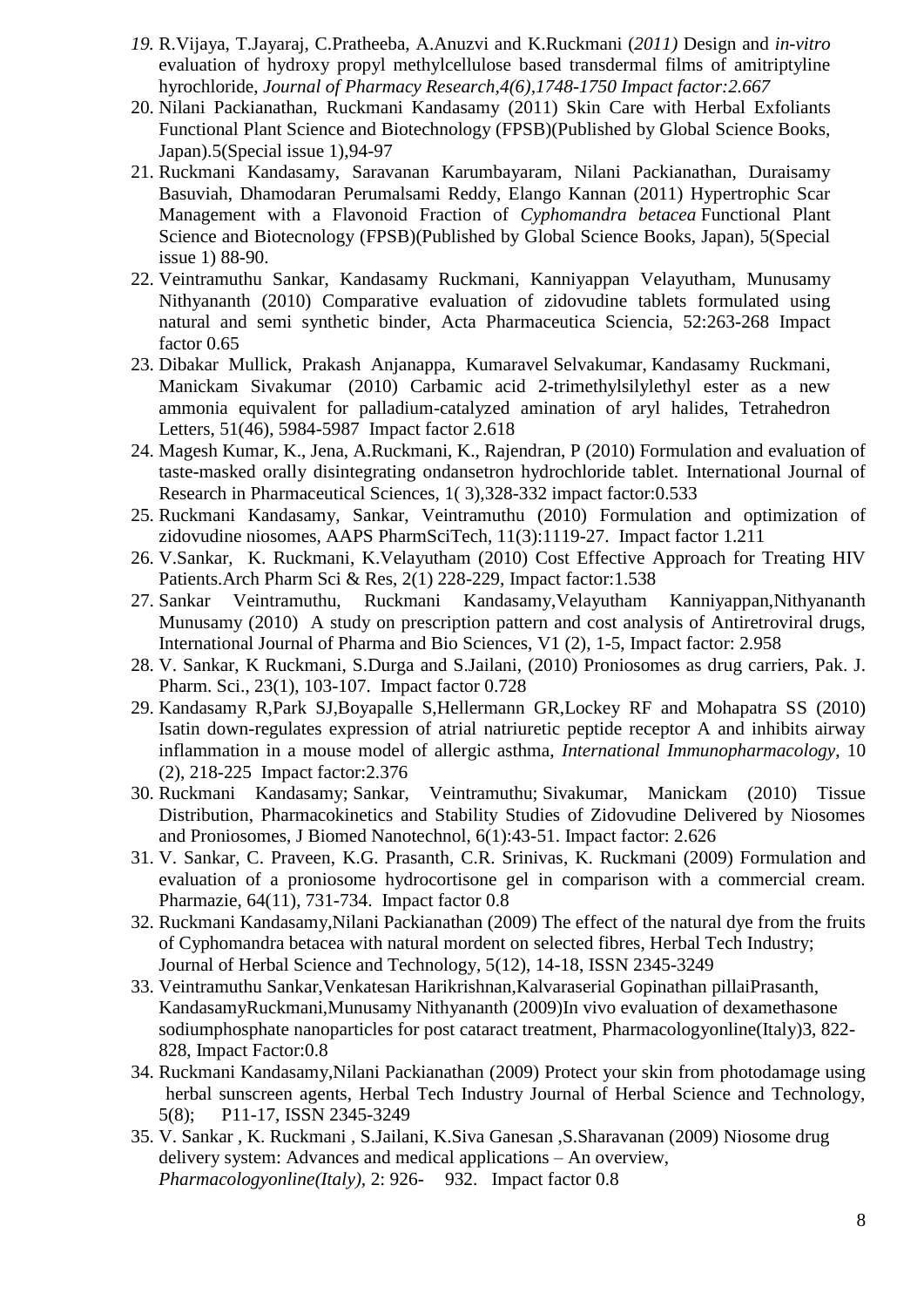19. R.Vijaya, T.Jayaraj, C.Pratheeba, A.Anuzvi and K.Ruckmani (*2011)* Design and *in-vitro* evaluation of hydroxy propyl methylcellulose based transdermal films of amitriptyline hyrochloride, *Journal of Pharmacy Research,4(6),1748-1750 Impact factor:2.667*
20. Nilani Packianathan, Ruckmani Kandasamy (2011) Skin Care with Herbal Exfoliants Functional Plant Science and Biotechnology (FPSB)(Published by Global Science Books, Japan).5(Special issue 1),94-97
21. Ruckmani Kandasamy, Saravanan Karumbayaram, Nilani Packianathan, Duraisamy Basuviah, Dhamodaran Perumalsami Reddy, Elango Kannan (2011) Hypertrophic Scar Management with a Flavonoid Fraction of *Cyphomandra betacea* Functional Plant Science and Biotecnology (FPSB)(Published by Global Science Books, Japan), 5(Special issue 1) 88-90.
22. Veintramuthu Sankar, Kandasamy Ruckmani, Kanniyappan Velayutham, Munusamy Nithyananth (2010) Comparative evaluation of zidovudine tablets formulated using natural and semi synthetic binder, Acta Pharmaceutica Sciencia, 52:263-268 Impact factor 0.65
23. Dibakar Mullick, Prakash Anjanappa, Kumaravel Selvakumar, Kandasamy Ruckmani, Manickam Sivakumar (2010) Carbamic acid 2-trimethylsilylethyl ester as a new ammonia equivalent for palladium-catalyzed amination of aryl halides, Tetrahedron Letters, 51(46), 5984-5987 Impact factor 2.618
24. Magesh Kumar, K., Jena, A.Ruckmani, K., Rajendran, P (2010) Formulation and evaluation of taste-masked orally disintegrating ondansetron hydrochloride tablet. International Journal of Research in Pharmaceutical Sciences, 1( 3),328-332 impact factor:0.533
25. Ruckmani Kandasamy, Sankar, Veintramuthu (2010) Formulation and optimization of zidovudine niosomes, AAPS PharmSciTech, 11(3):1119-27. Impact factor 1.211
26. V.Sankar, K. Ruckmani, K.Velayutham (2010) Cost Effective Approach for Treating HIV Patients.Arch Pharm Sci & Res, 2(1) 228-229, Impact factor:1.538
27. Sankar Veintramuthu, Ruckmani Kandasamy,Velayutham Kanniyappan,Nithyananth Munusamy (2010) A study on prescription pattern and cost analysis of Antiretroviral drugs, International Journal of Pharma and Bio Sciences, V1 (2), 1-5, Impact factor: 2.958
28. V. Sankar, K Ruckmani, S.Durga and S.Jailani, (2010) Proniosomes as drug carriers, Pak. J. Pharm. Sci., 23(1), 103-107. Impact factor 0.728
29. Kandasamy R,Park SJ,Boyapalle S,Hellermann GR,Lockey RF and Mohapatra SS (2010) Isatin down-regulates expression of atrial natriuretic peptide receptor A and inhibits airway inflammation in a mouse model of allergic asthma, *International Immunopharmacology,* 10 (2), 218-225 Impact factor:2.376
30. Ruckmani Kandasamy; Sankar, Veintramuthu; Sivakumar, Manickam (2010) Tissue Distribution, Pharmacokinetics and Stability Studies of Zidovudine Delivered by Niosomes and Proniosomes, J Biomed Nanotechnol, 6(1):43-51. Impact factor: 2.626
31. V. Sankar, C. Praveen, K.G. Prasanth, C.R. Srinivas, K. Ruckmani (2009) Formulation and evaluation of a proniosome hydrocortisone gel in comparison with a commercial cream. Pharmazie, 64(11), 731-734. Impact factor 0.8
32. Ruckmani Kandasamy,Nilani Packianathan (2009) The effect of the natural dye from the fruits of Cyphomandra betacea with natural mordent on selected fibres, Herbal Tech Industry; Journal of Herbal Science and Technology, 5(12), 14-18, ISSN 2345-3249
33. Veintramuthu Sankar,Venkatesan Harikrishnan,Kalvaraserial Gopinathan pillaiPrasanth, KandasamyRuckmani,Munusamy Nithyananth (2009)In vivo evaluation of dexamethasone sodiumphosphate nanoparticles for post cataract treatment, Pharmacologyonline(Italy)3, 822-828, Impact Factor:0.8
34. Ruckmani Kandasamy,Nilani Packianathan (2009) Protect your skin from photodamage using herbal sunscreen agents, Herbal Tech Industry Journal of Herbal Science and Technology, 5(8); P11-17, ISSN 2345-3249
35. V. Sankar , K. Ruckmani , S.Jailani, K.Siva Ganesan ,S.Sharavanan (2009) Niosome drug delivery system: Advances and medical applications – An overview, *Pharmacologyonline(Italy)*, 2: 926- 932. Impact factor 0.8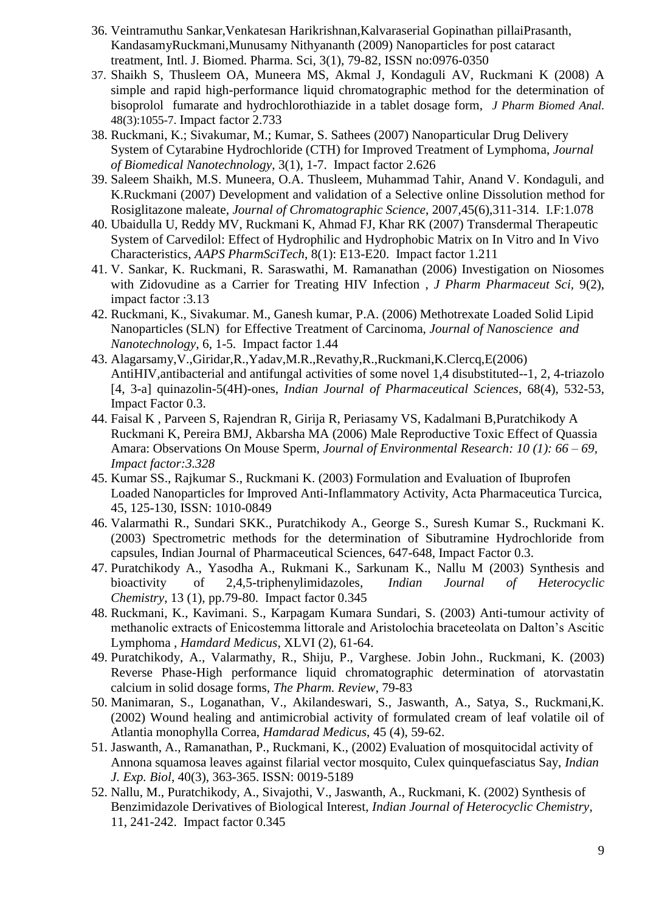36. Veintramuthu Sankar,Venkatesan Harikrishnan,Kalvaraserial Gopinathan pillaiPrasanth, KandasamyRuckmani,Munusamy Nithyananth (2009) Nanoparticles for post cataract treatment, Intl. J. Biomed. Pharma. Sci, 3(1), 79-82, ISSN no:0976-0350
37. Shaikh S, Thusleem OA, Muneera MS, Akmal J, Kondaguli AV, Ruckmani K (2008) A simple and rapid high-performance liquid chromatographic method for the determination of bisoprolol fumarate and hydrochlorothiazide in a tablet dosage form, *J Pharm Biomed Anal.* 48(3):1055-7. Impact factor 2.733
38. Ruckmani, K.; Sivakumar, M.; Kumar, S. Sathees (2007) Nanoparticular Drug Delivery System of Cytarabine Hydrochloride (CTH) for Improved Treatment of Lymphoma, *Journal of Biomedical Nanotechnology*, 3(1), 1-7. Impact factor 2.626
39. Saleem Shaikh, M.S. Muneera, O.A. Thusleem, Muhammad Tahir, Anand V. Kondaguli, and K.Ruckmani (2007) Development and validation of a Selective online Dissolution method for Rosiglitazone maleate, *Journal of Chromatographic Science*, 2007,45(6),311-314. I.F:1.078
40. Ubaidulla U, Reddy MV, Ruckmani K, Ahmad FJ, Khar RK (2007) Transdermal Therapeutic System of Carvedilol: Effect of Hydrophilic and Hydrophobic Matrix on In Vitro and In Vivo Characteristics, *AAPS PharmSciTech*, 8(1): E13-E20. Impact factor 1.211
41. V. Sankar, K. Ruckmani, R. Saraswathi, M. Ramanathan (2006) Investigation on Niosomes with Zidovudine as a Carrier for Treating HIV Infection , *J Pharm Pharmaceut Sci*, 9(2), impact factor :3.13
42. Ruckmani, K., Sivakumar. M., Ganesh kumar, P.A. (2006) Methotrexate Loaded Solid Lipid Nanoparticles (SLN) for Effective Treatment of Carcinoma, *Journal of Nanoscience and Nanotechnology*, 6, 1-5. Impact factor 1.44
43. Alagarsamy,V.,Giridar,R.,Yadav,M.R.,Revathy,R.,Ruckmani,K.Clercq,E(2006) AntiHIV,antibacterial and antifungal activities of some novel 1,4 disubstituted--1, 2, 4-triazolo [4, 3-a] quinazolin-5(4H)-ones, *Indian Journal of Pharmaceutical Sciences*, 68(4), 532-53, Impact Factor 0.3.
44. Faisal K , Parveen S, Rajendran R, Girija R, Periasamy VS, Kadalmani B,Puratchikody A Ruckmani K, Pereira BMJ, Akbarsha MA (2006) Male Reproductive Toxic Effect of Quassia Amara: Observations On Mouse Sperm, *Journal of Environmental Research: 10 (1): 66 – 69, Impact factor:3.328*
45. Kumar SS., Rajkumar S., Ruckmani K. (2003) Formulation and Evaluation of Ibuprofen Loaded Nanoparticles for Improved Anti-Inflammatory Activity, Acta Pharmaceutica Turcica, 45, 125-130, ISSN: 1010-0849
46. Valarmathi R., Sundari SKK., Puratchikody A., George S., Suresh Kumar S., Ruckmani K. (2003) Spectrometric methods for the determination of Sibutramine Hydrochloride from capsules, Indian Journal of Pharmaceutical Sciences, 647-648, Impact Factor 0.3.
47. Puratchikody A., Yasodha A., Rukmani K., Sarkunam K., Nallu M (2003) Synthesis and bioactivity of 2,4,5-triphenylimidazoles, *Indian Journal of Heterocyclic Chemistry*, 13 (1), pp.79-80. Impact factor 0.345
48. Ruckmani, K., Kavimani. S., Karpagam Kumara Sundari, S. (2003) Anti-tumour activity of methanolic extracts of Enicostemma littorale and Aristolochia braceteolata on Dalton's Ascitic Lymphoma , *Hamdard Medicus*, XLVI (2), 61-64.
49. Puratchikody, A., Valarmathy, R., Shiju, P., Varghese. Jobin John., Ruckmani, K. (2003) Reverse Phase-High performance liquid chromatographic determination of atorvastatin calcium in solid dosage forms, *The Pharm. Review*, 79-83
50. Manimaran, S., Loganathan, V., Akilandeswari, S., Jaswanth, A., Satya, S., Ruckmani,K. (2002) Wound healing and antimicrobial activity of formulated cream of leaf volatile oil of Atlantia monophylla Correa, *Hamdarad Medicus*, 45 (4), 59-62.
51. Jaswanth, A., Ramanathan, P., Ruckmani, K., (2002) Evaluation of mosquitocidal activity of Annona squamosa leaves against filarial vector mosquito, Culex quinquefasciatus Say, *Indian J. Exp. Biol*, 40(3), 363-365. ISSN: 0019-5189
52. Nallu, M., Puratchikody, A., Sivajothi, V., Jaswanth, A., Ruckmani, K. (2002) Synthesis of Benzimidazole Derivatives of Biological Interest, *Indian Journal of Heterocyclic Chemistry*, 11, 241-242. Impact factor 0.345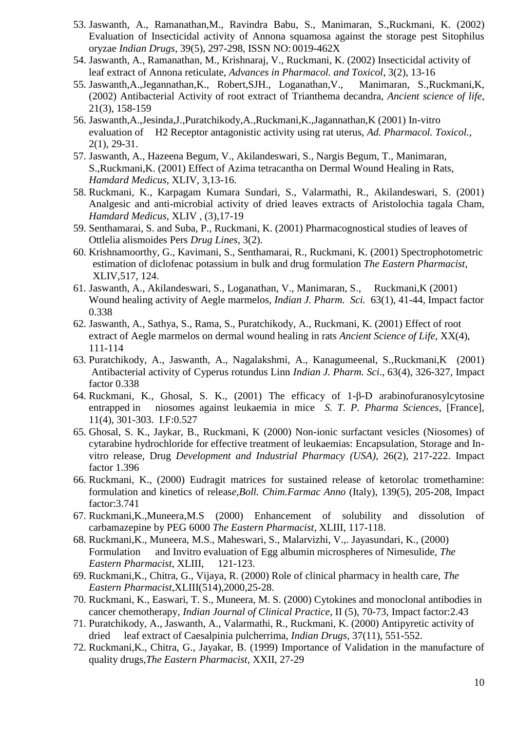53. Jaswanth, A., Ramanathan,M., Ravindra Babu, S., Manimaran, S.,Ruckmani, K. (2002) Evaluation of Insecticidal activity of Annona squamosa against the storage pest Sitophilus oryzae *Indian Drugs*, 39(5), 297-298, ISSN NO: 0019-462X
54. Jaswanth, A., Ramanathan, M., Krishnaraj, V., Ruckmani, K. (2002) Insecticidal activity of leaf extract of Annona reticulate, *Advances in Pharmacol. and Toxicol*, 3(2), 13-16
55. Jaswanth,A.,Jegannathan,K., Robert,SJH., Loganathan,V., Manimaran, S.,Ruckmani,K, (2002) Antibacterial Activity of root extract of Trianthema decandra, *Ancient science of life*, 21(3), 158-159
56. Jaswanth,A.,Jesinda,J.,Puratchikody,A.,Ruckmani,K.,Jagannathan,K (2001) In-vitro evaluation of H2 Receptor antagonistic activity using rat uterus, *Ad. Pharmacol. Toxicol.*, 2(1), 29-31.
57. Jaswanth, A., Hazeena Begum, V., Akilandeswari, S., Nargis Begum, T., Manimaran, S.,Ruckmani,K. (2001) Effect of Azima tetracantha on Dermal Wound Healing in Rats, *Hamdard Medicus*, XLIV, 3,13-16.
58. Ruckmani, K., Karpagam Kumara Sundari, S., Valarmathi, R., Akilandeswari, S. (2001) Analgesic and anti-microbial activity of dried leaves extracts of Aristolochia tagala Cham, *Hamdard Medicus*, XLIV , (3),17-19
59. Senthamarai, S. and Suba, P., Ruckmani, K. (2001) Pharmacognostical studies of leaves of Ottlelia alismoides Pers *Drug Lines*, 3(2).
60. Krishnamoorthy, G., Kavimani, S., Senthamarai, R., Ruckmani, K. (2001) Spectrophotometric estimation of diclofenac potassium in bulk and drug formulation *The Eastern Pharmacist*, XLIV,517, 124.
61. Jaswanth, A., Akilandeswari, S., Loganathan, V., Manimaran, S., Ruckmani,K (2001) Wound healing activity of Aegle marmelos, *Indian J. Pharm. Sci.* 63(1), 41-44, Impact factor 0.338
62. Jaswanth, A., Sathya, S., Rama, S., Puratchikody, A., Ruckmani, K. (2001) Effect of root extract of Aegle marmelos on dermal wound healing in rats *Ancient Science of Life*, XX(4), 111-114
63. Puratchikody, A., Jaswanth, A., Nagalakshmi, A., Kanagumeenal, S.,Ruckmani,K (2001) Antibacterial activity of Cyperus rotundus Linn *Indian J. Pharm. Sci*., 63(4), 326-327, Impact factor 0.338
64. Ruckmani, K., Ghosal, S. K., (2001) The efficacy of 1-β-D arabinofuranosylcytosine entrapped in niosomes against leukaemia in mice *S. T. P. Pharma Sciences*, [France], 11(4), 301-303. I.F:0.527
65. Ghosal, S. K., Jaykar, B., Ruckmani, K (2000) Non-ionic surfactant vesicles (Niosomes) of cytarabine hydrochloride for effective treatment of leukaemias: Encapsulation, Storage and In-vitro release, Drug *Development and Industrial Pharmacy (USA),* 26(2), 217-222. Impact factor 1.396
66. Ruckmani, K., (2000) Eudragit matrices for sustained release of ketorolac tromethamine: formulation and kinetics of releas*e,Boll. Chim.Farmac Anno* (Italy), 139(5), 205-208, Impact factor:3.741
67. Ruckmani,K.,Muneera,M.S (2000) Enhancement of solubility and dissolution of carbamazepine by PEG 6000 *The Eastern Pharmacist*, XLIII, 117-118.
68. Ruckmani,K., Muneera, M.S., Maheswari, S., Malarvizhi, V.,. Jayasundari, K., (2000) Formulation and Invitro evaluation of Egg albumin microspheres of Nimesulide, *The Eastern Pharmacist*, XLIII, 121-123.
69. Ruckmani,K., Chitra, G., Vijaya, R. (2000) Role of clinical pharmacy in health care, *The Eastern Pharmacist*,XLIII(514),2000,25-28.
70. Ruckmani, K., Easwari, T. S., Muneera, M. S. (2000) Cytokines and monoclonal antibodies in cancer chemotherapy, *Indian Journal of Clinical Practice*, II (5), 70-73, Impact factor:2.43
71. Puratchikody, A., Jaswanth, A., Valarmathi, R., Ruckmani, K. (2000) Antipyretic activity of dried leaf extract of Caesalpinia pulcherrima, *Indian Drugs*, 37(11), 551-552.
72. Ruckmani,K., Chitra, G., Jayakar, B. (1999) Importance of Validation in the manufacture of quality drugs,*The Eastern Pharmacist*, XXII, 27-29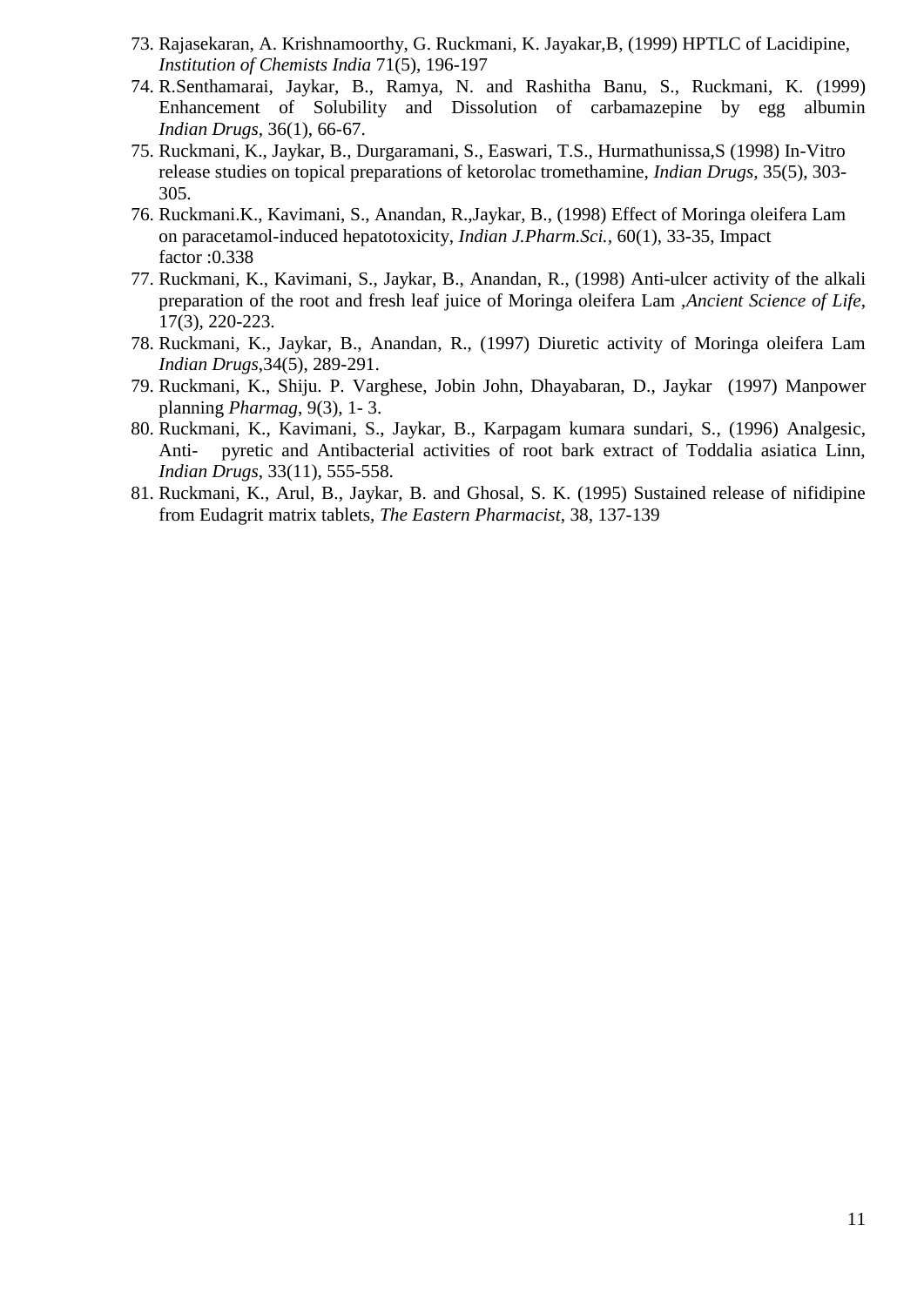73. Rajasekaran, A. Krishnamoorthy, G. Ruckmani, K. Jayakar,B, (1999) HPTLC of Lacidipine, *Institution of Chemists India* 71(5), 196-197
74. R.Senthamarai, Jaykar, B., Ramya, N. and Rashitha Banu, S., Ruckmani, K. (1999) Enhancement of Solubility and Dissolution of carbamazepine by egg albumin *Indian Drugs*, 36(1), 66-67.
75. Ruckmani, K., Jaykar, B., Durgaramani, S., Easwari, T.S., Hurmathunissa,S (1998) In-Vitro release studies on topical preparations of ketorolac tromethamine, *Indian Drugs*, 35(5), 303-305.
76. Ruckmani.K., Kavimani, S., Anandan, R.,Jaykar, B., (1998) Effect of Moringa oleifera Lam on paracetamol-induced hepatotoxicity, *Indian J.Pharm.Sci.*, 60(1), 33-35, Impact factor :0.338
77. Ruckmani, K., Kavimani, S., Jaykar, B., Anandan, R., (1998) Anti-ulcer activity of the alkali preparation of the root and fresh leaf juice of Moringa oleifera Lam ,*Ancient Science of Life*, 17(3), 220-223.
78. Ruckmani, K., Jaykar, B., Anandan, R., (1997) Diuretic activity of Moringa oleifera Lam *Indian Drugs*,34(5), 289-291.
79. Ruckmani, K., Shiju. P. Varghese, Jobin John, Dhayabaran, D., Jaykar (1997) Manpower planning *Pharmag*, 9(3), 1- 3.
80. Ruckmani, K., Kavimani, S., Jaykar, B., Karpagam kumara sundari, S., (1996) Analgesic, Anti- pyretic and Antibacterial activities of root bark extract of Toddalia asiatica Linn, *Indian Drugs*, 33(11), 555-558.
81. Ruckmani, K., Arul, B., Jaykar, B. and Ghosal, S. K. (1995) Sustained release of nifidipine from Eudagrit matrix tablets, *The Eastern Pharmacist*, 38, 137-139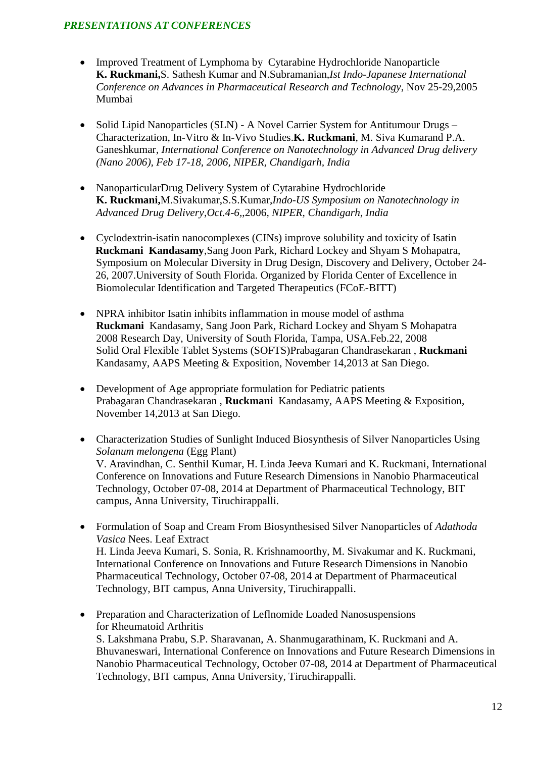## *PRESENTATIONS AT CONFERENCES*

- Improved Treatment of Lymphoma by Cytarabine Hydrochloride Nanoparticle
  **K. Ruckmani,**S. Sathesh Kumar and N.Subramanian,*Ist Indo-Japanese International Conference on Advances in Pharmaceutical Research and Technology*, Nov 25-29,2005 Mumbai

- Solid Lipid Nanoparticles (SLN) - A Novel Carrier System for Antitumour Drugs – Characterization, In-Vitro & In-Vivo Studies.**K. Ruckmani**, M. Siva Kumarand P.A. Ganeshkumar, *International Conference on Nanotechnology in Advanced Drug delivery (Nano 2006), Feb 17-18, 2006, NIPER, Chandigarh, India*

- NanoparticularDrug Delivery System of Cytarabine Hydrochloride
  **K. Ruckmani,**M.Sivakumar,S.S.Kumar,*Indo-US Symposium on Nanotechnology in Advanced Drug Delivery,Oct.4-6,*,2006, *NIPER, Chandigarh, India*

- Cyclodextrin-isatin nanocomplexes (CINs) improve solubility and toxicity of Isatin
  **Ruckmani Kandasamy**,Sang Joon Park, Richard Lockey and Shyam S Mohapatra, Symposium on Molecular Diversity in Drug Design, Discovery and Delivery, October 24-26, 2007.University of South Florida. Organized by Florida Center of Excellence in Biomolecular Identification and Targeted Therapeutics (FCoE-BITT)

- NPRA inhibitor Isatin inhibits inflammation in mouse model of asthma
  **Ruckmani** Kandasamy, Sang Joon Park, Richard Lockey and Shyam S Mohapatra
  2008 Research Day, University of South Florida, Tampa, USA.Feb.22, 2008
  Solid Oral Flexible Tablet Systems (SOFTS)Prabagaran Chandrasekaran , **Ruckmani** Kandasamy, AAPS Meeting & Exposition, November 14,2013 at San Diego.

- Development of Age appropriate formulation for Pediatric patients
  Prabagaran Chandrasekaran , **Ruckmani** Kandasamy, AAPS Meeting & Exposition, November 14,2013 at San Diego.

- Characterization Studies of Sunlight Induced Biosynthesis of Silver Nanoparticles Using *Solanum melongena* (Egg Plant)
  V. Aravindhan, C. Senthil Kumar, H. Linda Jeeva Kumari and K. Ruckmani, International Conference on Innovations and Future Research Dimensions in Nanobio Pharmaceutical Technology, October 07-08, 2014 at Department of Pharmaceutical Technology, BIT campus, Anna University, Tiruchirappalli.

- Formulation of Soap and Cream From Biosynthesised Silver Nanoparticles of *Adathoda Vasica* Nees. Leaf Extract
  H. Linda Jeeva Kumari, S. Sonia, R. Krishnamoorthy, M. Sivakumar and K. Ruckmani, International Conference on Innovations and Future Research Dimensions in Nanobio Pharmaceutical Technology, October 07-08, 2014 at Department of Pharmaceutical Technology, BIT campus, Anna University, Tiruchirappalli.

- Preparation and Characterization of Leflnomide Loaded Nanosuspensions for Rheumatoid Arthritis
  S. Lakshmana Prabu, S.P. Sharavanan, A. Shanmugarathinam, K. Ruckmani and A. Bhuvaneswari, International Conference on Innovations and Future Research Dimensions in Nanobio Pharmaceutical Technology, October 07-08, 2014 at Department of Pharmaceutical Technology, BIT campus, Anna University, Tiruchirappalli.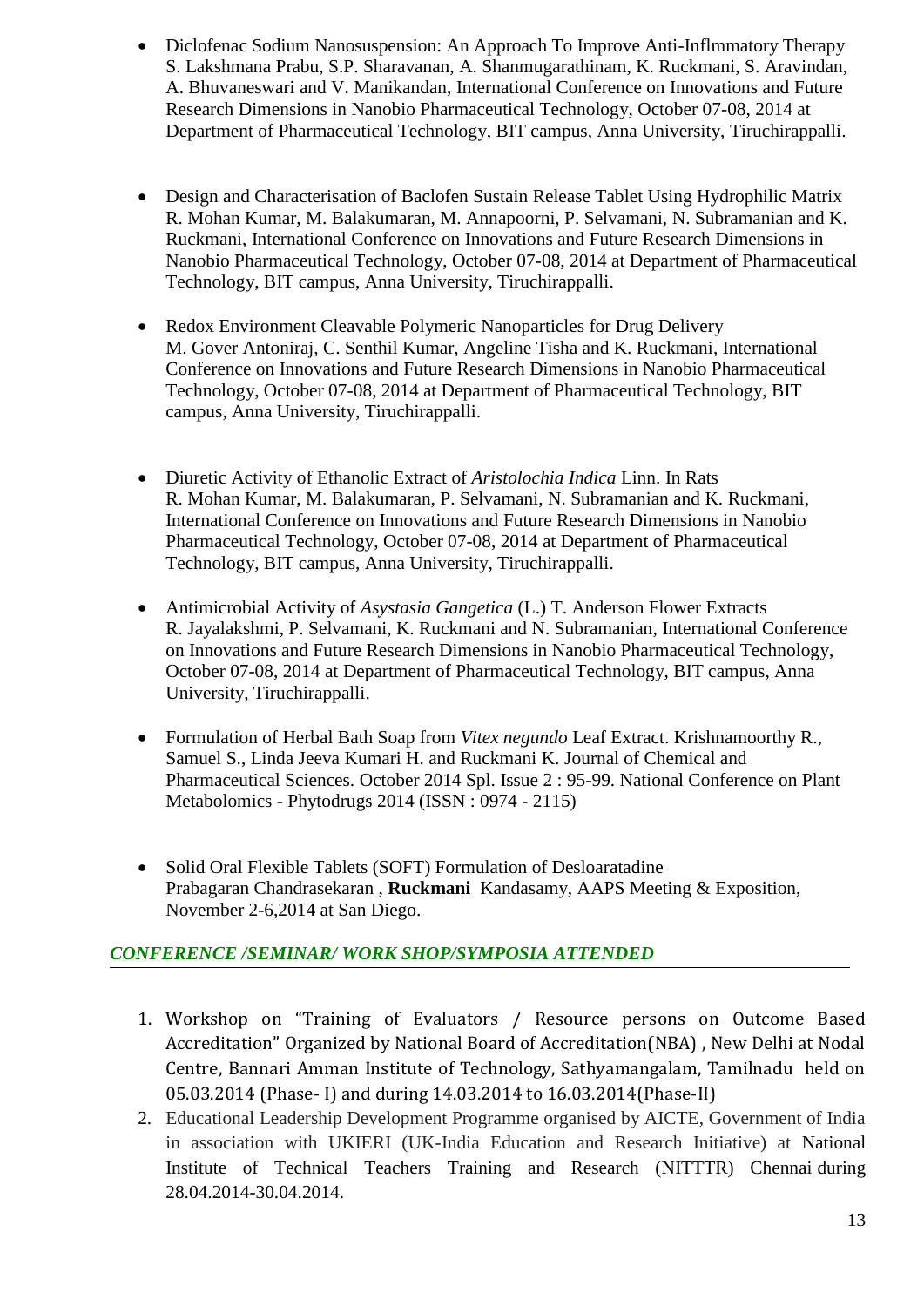- Diclofenac Sodium Nanosuspension: An Approach To Improve Anti-Inflmmatory Therapy S. Lakshmana Prabu, S.P. Sharavanan, A. Shanmugarathinam, K. Ruckmani, S. Aravindan, A. Bhuvaneswari and V. Manikandan, International Conference on Innovations and Future Research Dimensions in Nanobio Pharmaceutical Technology, October 07-08, 2014 at Department of Pharmaceutical Technology, BIT campus, Anna University, Tiruchirappalli.

- Design and Characterisation of Baclofen Sustain Release Tablet Using Hydrophilic Matrix R. Mohan Kumar, M. Balakumaran, M. Annapoorni, P. Selvamani, N. Subramanian and K. Ruckmani, International Conference on Innovations and Future Research Dimensions in Nanobio Pharmaceutical Technology, October 07-08, 2014 at Department of Pharmaceutical Technology, BIT campus, Anna University, Tiruchirappalli.

- Redox Environment Cleavable Polymeric Nanoparticles for Drug Delivery M. Gover Antoniraj, C. Senthil Kumar, Angeline Tisha and K. Ruckmani, International Conference on Innovations and Future Research Dimensions in Nanobio Pharmaceutical Technology, October 07-08, 2014 at Department of Pharmaceutical Technology, BIT campus, Anna University, Tiruchirappalli.

- Diuretic Activity of Ethanolic Extract of *Aristolochia Indica* Linn. In Rats R. Mohan Kumar, M. Balakumaran, P. Selvamani, N. Subramanian and K. Ruckmani, International Conference on Innovations and Future Research Dimensions in Nanobio Pharmaceutical Technology, October 07-08, 2014 at Department of Pharmaceutical Technology, BIT campus, Anna University, Tiruchirappalli.

- Antimicrobial Activity of *Asystasia Gangetica* (L.) T. Anderson Flower Extracts R. Jayalakshmi, P. Selvamani, K. Ruckmani and N. Subramanian, International Conference on Innovations and Future Research Dimensions in Nanobio Pharmaceutical Technology, October 07-08, 2014 at Department of Pharmaceutical Technology, BIT campus, Anna University, Tiruchirappalli.

- Formulation of Herbal Bath Soap from *Vitex negundo* Leaf Extract. Krishnamoorthy R., Samuel S., Linda Jeeva Kumari H. and Ruckmani K. Journal of Chemical and Pharmaceutical Sciences. October 2014 Spl. Issue 2 : 95-99. National Conference on Plant Metabolomics - Phytodrugs 2014 (ISSN : 0974 - 2115)

- Solid Oral Flexible Tablets (SOFT) Formulation of Desloaratadine Prabagaran Chandrasekaran , **Ruckmani** Kandasamy, AAPS Meeting & Exposition, November 2-6,2014 at San Diego.

## *CONFERENCE /SEMINAR/ WORK SHOP/SYMPOSIA ATTENDED*

1. Workshop on "Training of Evaluators / Resource persons on Outcome Based Accreditation" Organized by National Board of Accreditation(NBA) , New Delhi at Nodal Centre, Bannari Amman Institute of Technology, Sathyamangalam, Tamilnadu held on 05.03.2014 (Phase- I) and during 14.03.2014 to 16.03.2014(Phase-II)
2. Educational Leadership Development Programme organised by AICTE, Government of India in association with UKIERI (UK-India Education and Research Initiative) at National Institute of Technical Teachers Training and Research (NITTTR) Chennai during 28.04.2014-30.04.2014.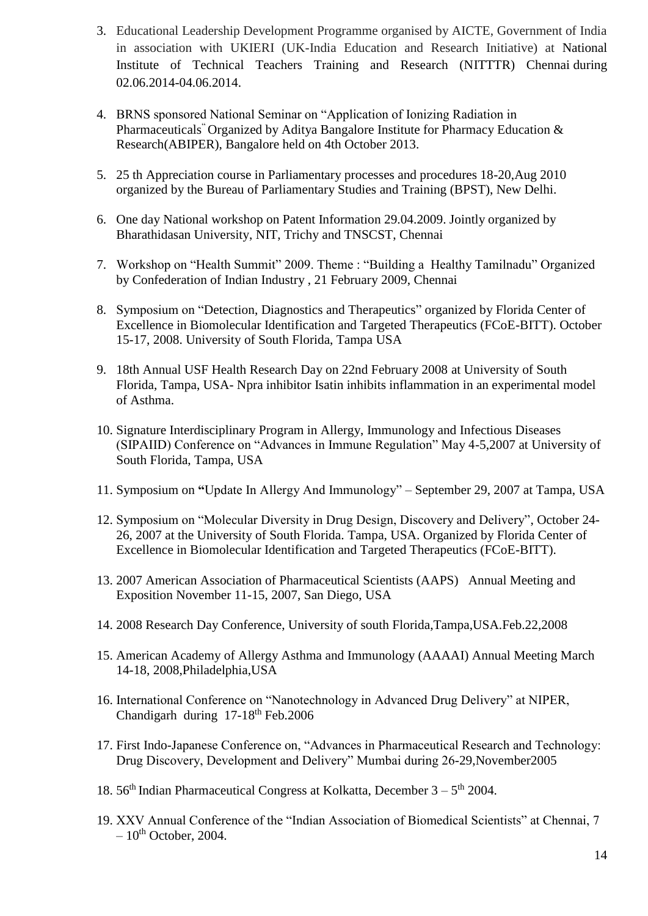3. Educational Leadership Development Programme organised by AICTE, Government of India in association with UKIERI (UK-India Education and Research Initiative) at National Institute of Technical Teachers Training and Research (NITTTR) Chennai during 02.06.2014-04.06.2014.

4. BRNS sponsored National Seminar on "Application of Ionizing Radiation in Pharmaceuticals" Organized by Aditya Bangalore Institute for Pharmacy Education & Research(ABIPER), Bangalore held on 4th October 2013.

5. 25 th Appreciation course in Parliamentary processes and procedures 18-20,Aug 2010 organized by the Bureau of Parliamentary Studies and Training (BPST), New Delhi.

6. One day National workshop on Patent Information 29.04.2009. Jointly organized by Bharathidasan University, NIT, Trichy and TNSCST, Chennai

7. Workshop on "Health Summit" 2009. Theme : "Building a Healthy Tamilnadu" Organized by Confederation of Indian Industry , 21 February 2009, Chennai

8. Symposium on "Detection, Diagnostics and Therapeutics" organized by Florida Center of Excellence in Biomolecular Identification and Targeted Therapeutics (FCoE-BITT). October 15-17, 2008. University of South Florida, Tampa USA

9. 18th Annual USF Health Research Day on 22nd February 2008 at University of South Florida, Tampa, USA- Npra inhibitor Isatin inhibits inflammation in an experimental model of Asthma.

10. Signature Interdisciplinary Program in Allergy, Immunology and Infectious Diseases (SIPAIID) Conference on "Advances in Immune Regulation" May 4-5,2007 at University of South Florida, Tampa, USA

11. Symposium on **"**Update In Allergy And Immunology" – September 29, 2007 at Tampa, USA

12. Symposium on "Molecular Diversity in Drug Design, Discovery and Delivery", October 24-26, 2007 at the University of South Florida. Tampa, USA. Organized by Florida Center of Excellence in Biomolecular Identification and Targeted Therapeutics (FCoE-BITT).

13. 2007 American Association of Pharmaceutical Scientists (AAPS) Annual Meeting and Exposition November 11-15, 2007, San Diego, USA

14. 2008 Research Day Conference, University of south Florida,Tampa,USA.Feb.22,2008

15. American Academy of Allergy Asthma and Immunology (AAAAI) Annual Meeting March 14-18, 2008,Philadelphia,USA

16. International Conference on "Nanotechnology in Advanced Drug Delivery" at NIPER, Chandigarh during 17-18th Feb.2006

17. First Indo-Japanese Conference on, "Advances in Pharmaceutical Research and Technology: Drug Discovery, Development and Delivery" Mumbai during 26-29,November2005

18. 56th Indian Pharmaceutical Congress at Kolkatta, December 3 – 5th 2004.

19. XXV Annual Conference of the "Indian Association of Biomedical Scientists" at Chennai, 7 – 10th October, 2004.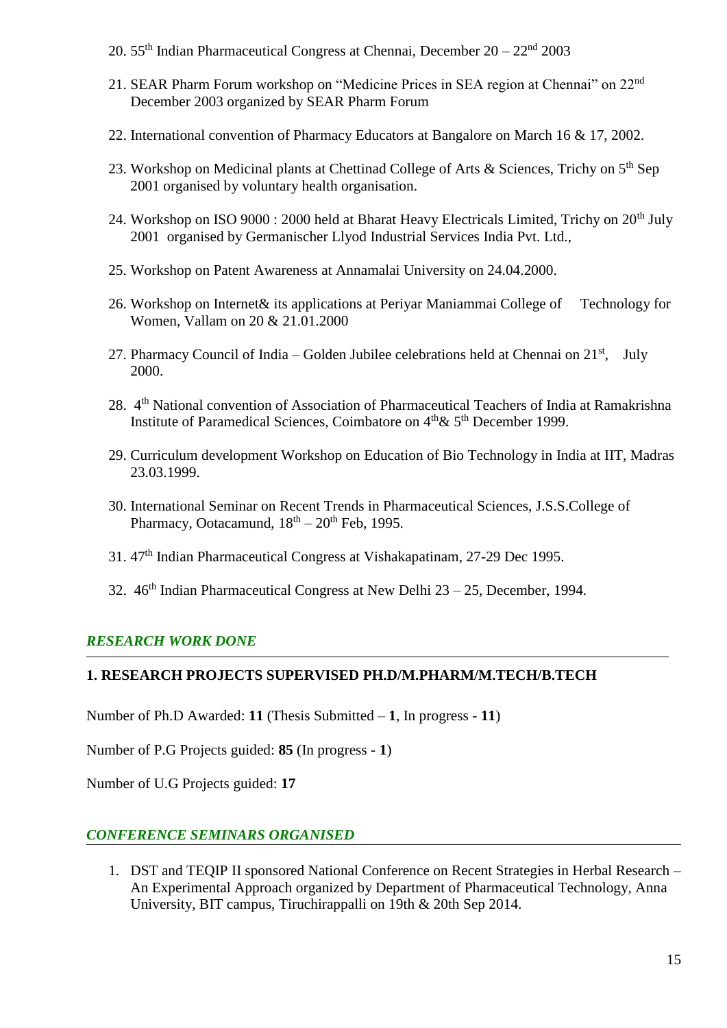20. 55th Indian Pharmaceutical Congress at Chennai, December 20 – 22nd 2003

21. SEAR Pharm Forum workshop on "Medicine Prices in SEA region at Chennai" on 22nd December 2003 organized by SEAR Pharm Forum

22. International convention of Pharmacy Educators at Bangalore on March 16 & 17, 2002.

23. Workshop on Medicinal plants at Chettinad College of Arts & Sciences, Trichy on 5th Sep 2001 organised by voluntary health organisation.

24. Workshop on ISO 9000 : 2000 held at Bharat Heavy Electricals Limited, Trichy on 20th July 2001 organised by Germanischer Llyod Industrial Services India Pvt. Ltd.,

25. Workshop on Patent Awareness at Annamalai University on 24.04.2000.

26. Workshop on Internet& its applications at Periyar Maniammai College of Technology for Women, Vallam on 20 & 21.01.2000

27. Pharmacy Council of India – Golden Jubilee celebrations held at Chennai on 21st, July 2000.

28. 4th National convention of Association of Pharmaceutical Teachers of India at Ramakrishna Institute of Paramedical Sciences, Coimbatore on 4th& 5th December 1999.

29. Curriculum development Workshop on Education of Bio Technology in India at IIT, Madras 23.03.1999.

30. International Seminar on Recent Trends in Pharmaceutical Sciences, J.S.S.College of Pharmacy, Ootacamund, 18th – 20th Feb, 1995.

31. 47th Indian Pharmaceutical Congress at Vishakapatinam, 27-29 Dec 1995.

32. 46th Indian Pharmaceutical Congress at New Delhi 23 – 25, December, 1994.

## *RESEARCH WORK DONE*

### 1. RESEARCH PROJECTS SUPERVISED PH.D/M.PHARM/M.TECH/B.TECH

Number of Ph.D Awarded: **11** (Thesis Submitted – **1**, In progress - **11**)

Number of P.G Projects guided: **85** (In progress - **1**)

Number of U.G Projects guided: **17**

## *CONFERENCE SEMINARS ORGANISED*

1. DST and TEQIP II sponsored National Conference on Recent Strategies in Herbal Research – An Experimental Approach organized by Department of Pharmaceutical Technology, Anna University, BIT campus, Tiruchirappalli on 19th & 20th Sep 2014.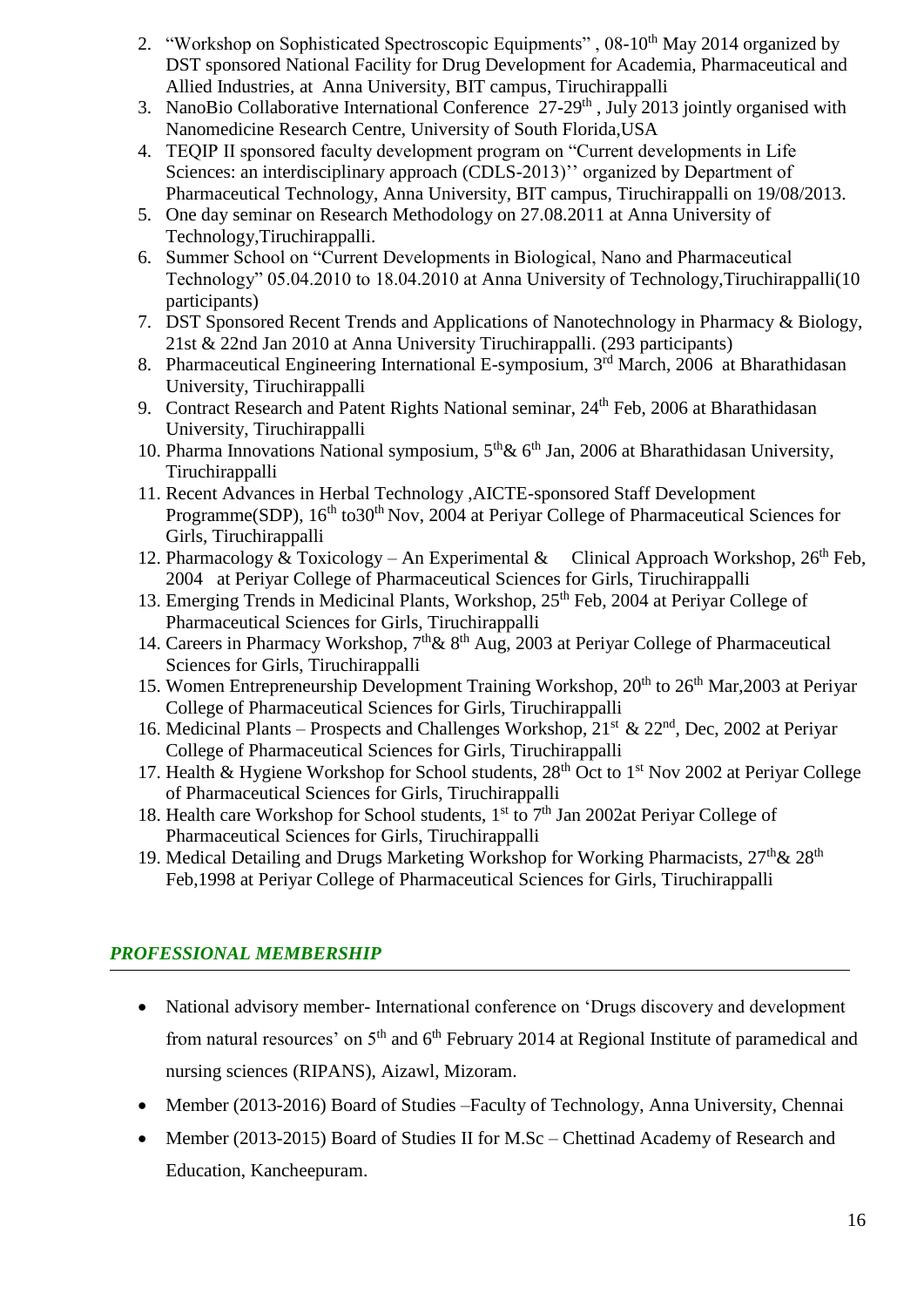2. "Workshop on Sophisticated Spectroscopic Equipments" , 08-10th May 2014 organized by DST sponsored National Facility for Drug Development for Academia, Pharmaceutical and Allied Industries, at Anna University, BIT campus, Tiruchirappalli
3. NanoBio Collaborative International Conference 27-29th , July 2013 jointly organised with Nanomedicine Research Centre, University of South Florida,USA
4. TEQIP II sponsored faculty development program on "Current developments in Life Sciences: an interdisciplinary approach (CDLS-2013)'' organized by Department of Pharmaceutical Technology, Anna University, BIT campus, Tiruchirappalli on 19/08/2013.
5. One day seminar on Research Methodology on 27.08.2011 at Anna University of Technology,Tiruchirappalli.
6. Summer School on "Current Developments in Biological, Nano and Pharmaceutical Technology" 05.04.2010 to 18.04.2010 at Anna University of Technology,Tiruchirappalli(10 participants)
7. DST Sponsored Recent Trends and Applications of Nanotechnology in Pharmacy & Biology, 21st & 22nd Jan 2010 at Anna University Tiruchirappalli. (293 participants)
8. Pharmaceutical Engineering International E-symposium, 3rd March, 2006 at Bharathidasan University, Tiruchirappalli
9. Contract Research and Patent Rights National seminar, 24th Feb, 2006 at Bharathidasan University, Tiruchirappalli
10. Pharma Innovations National symposium, 5th& 6th Jan, 2006 at Bharathidasan University, Tiruchirappalli
11. Recent Advances in Herbal Technology ,AICTE-sponsored Staff Development Programme(SDP), 16th to30th Nov, 2004 at Periyar College of Pharmaceutical Sciences for Girls, Tiruchirappalli
12. Pharmacology & Toxicology – An Experimental & Clinical Approach Workshop, 26th Feb, 2004 at Periyar College of Pharmaceutical Sciences for Girls, Tiruchirappalli
13. Emerging Trends in Medicinal Plants, Workshop, 25th Feb, 2004 at Periyar College of Pharmaceutical Sciences for Girls, Tiruchirappalli
14. Careers in Pharmacy Workshop, 7th& 8th Aug, 2003 at Periyar College of Pharmaceutical Sciences for Girls, Tiruchirappalli
15. Women Entrepreneurship Development Training Workshop, 20th to 26th Mar,2003 at Periyar College of Pharmaceutical Sciences for Girls, Tiruchirappalli
16. Medicinal Plants – Prospects and Challenges Workshop, 21st & 22nd, Dec, 2002 at Periyar College of Pharmaceutical Sciences for Girls, Tiruchirappalli
17. Health & Hygiene Workshop for School students, 28th Oct to 1st Nov 2002 at Periyar College of Pharmaceutical Sciences for Girls, Tiruchirappalli
18. Health care Workshop for School students, 1st to 7th Jan 2002at Periyar College of Pharmaceutical Sciences for Girls, Tiruchirappalli
19. Medical Detailing and Drugs Marketing Workshop for Working Pharmacists, 27th& 28th Feb,1998 at Periyar College of Pharmaceutical Sciences for Girls, Tiruchirappalli

## *PROFESSIONAL MEMBERSHIP*

- National advisory member- International conference on 'Drugs discovery and development from natural resources' on 5th and 6th February 2014 at Regional Institute of paramedical and nursing sciences (RIPANS), Aizawl, Mizoram.
- Member (2013-2016) Board of Studies –Faculty of Technology, Anna University, Chennai
- Member (2013-2015) Board of Studies II for M.Sc – Chettinad Academy of Research and Education, Kancheepuram.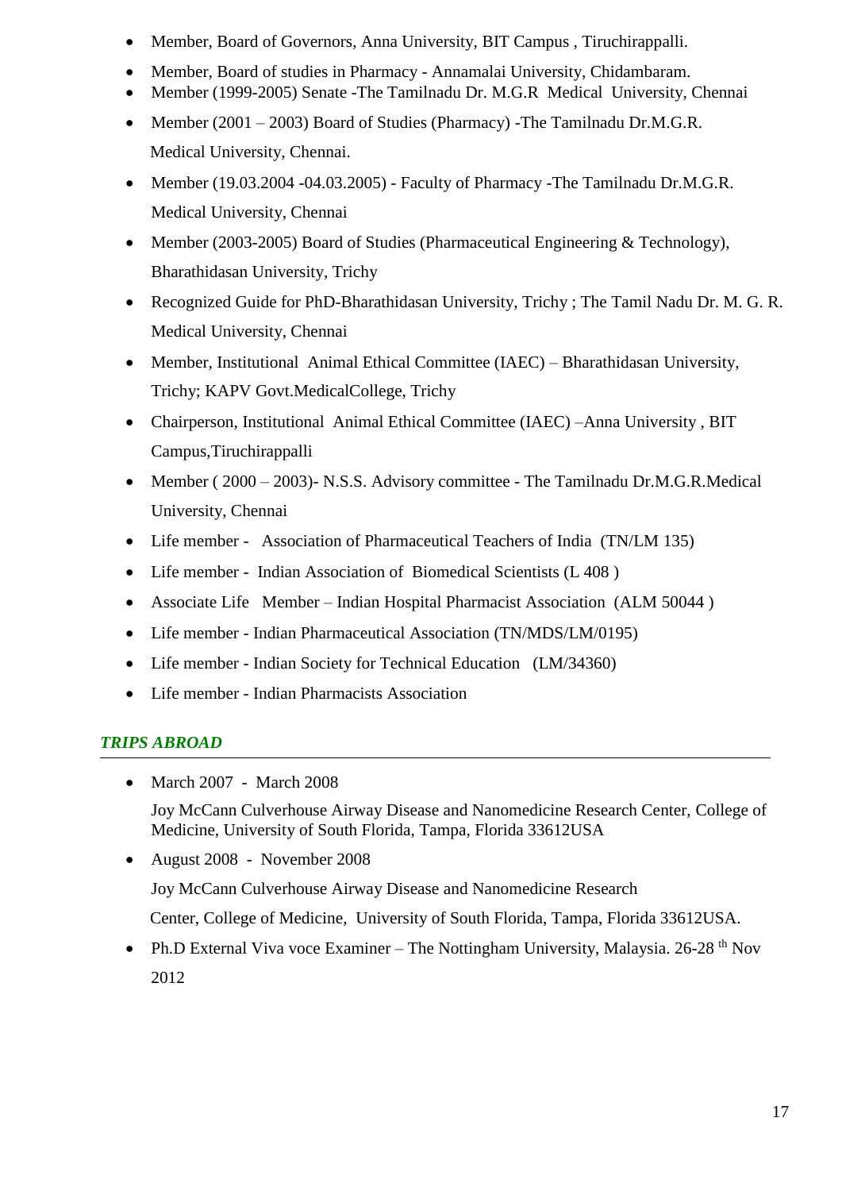- Member, Board of Governors, Anna University, BIT Campus , Tiruchirappalli.
- Member, Board of studies in Pharmacy - Annamalai University, Chidambaram.
- Member (1999-2005) Senate -The Tamilnadu Dr. M.G.R Medical University, Chennai
- Member (2001 – 2003) Board of Studies (Pharmacy) -The Tamilnadu Dr.M.G.R. Medical University, Chennai.
- Member (19.03.2004 -04.03.2005) - Faculty of Pharmacy -The Tamilnadu Dr.M.G.R. Medical University, Chennai
- Member (2003-2005) Board of Studies (Pharmaceutical Engineering & Technology), Bharathidasan University, Trichy
- Recognized Guide for PhD-Bharathidasan University, Trichy ; The Tamil Nadu Dr. M. G. R. Medical University, Chennai
- Member, Institutional Animal Ethical Committee (IAEC) – Bharathidasan University, Trichy; KAPV Govt.MedicalCollege, Trichy
- Chairperson, Institutional Animal Ethical Committee (IAEC) –Anna University , BIT Campus,Tiruchirappalli
- Member ( 2000 – 2003)- N.S.S. Advisory committee - The Tamilnadu Dr.M.G.R.Medical University, Chennai
- Life member - Association of Pharmaceutical Teachers of India (TN/LM 135)
- Life member - Indian Association of Biomedical Scientists (L 408 )
- Associate Life Member – Indian Hospital Pharmacist Association (ALM 50044 )
- Life member - Indian Pharmaceutical Association (TN/MDS/LM/0195)
- Life member - Indian Society for Technical Education (LM/34360)
- Life member - Indian Pharmacists Association

## *TRIPS ABROAD*

- March 2007 - March 2008

  Joy McCann Culverhouse Airway Disease and Nanomedicine Research Center, College of Medicine, University of South Florida, Tampa, Florida 33612USA
- August 2008 - November 2008

  Joy McCann Culverhouse Airway Disease and Nanomedicine Research Center, College of Medicine, University of South Florida, Tampa, Florida 33612USA.
- Ph.D External Viva voce Examiner – The Nottingham University, Malaysia. 26-28 th Nov 2012